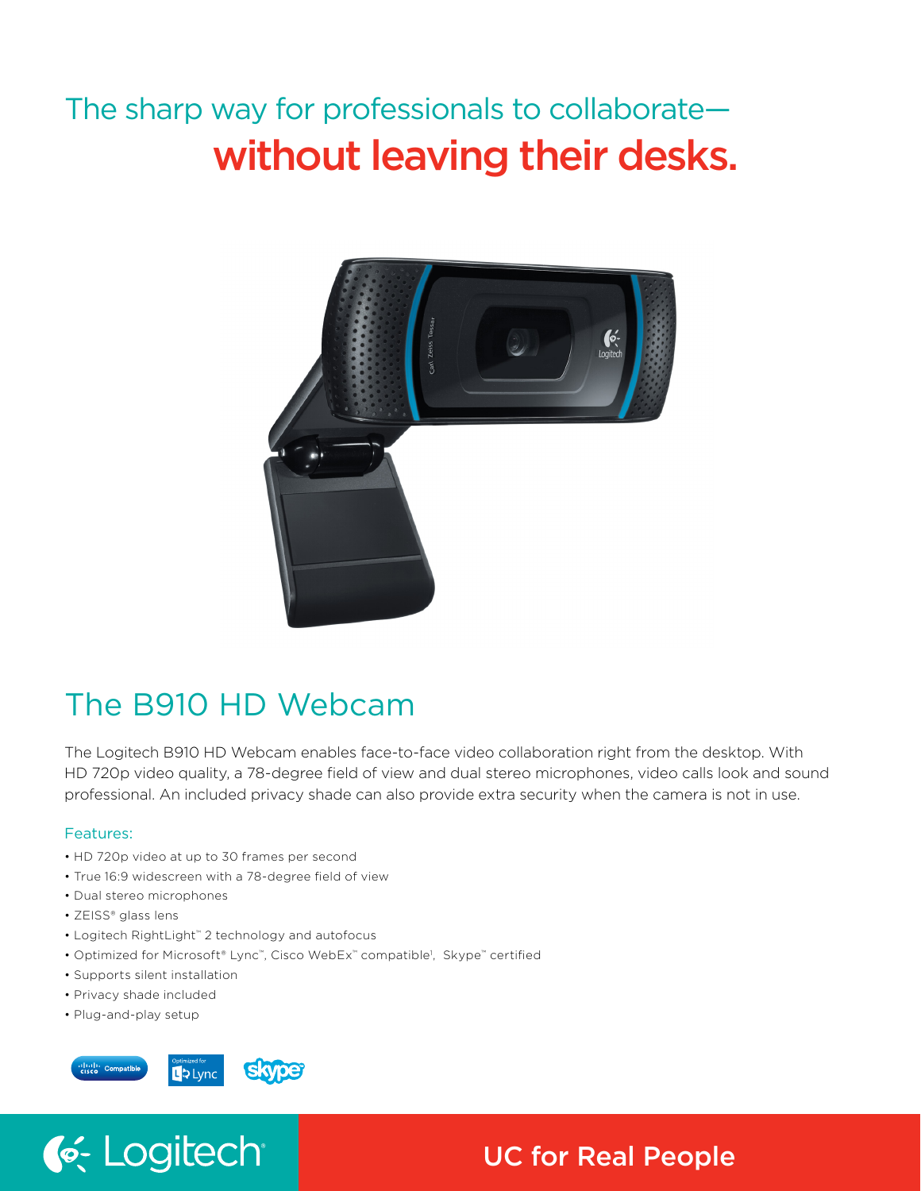# The sharp way for professionals to collaborate—
# without leaving their desks.

## The B910 HD Webcam

The Logitech B910 HD Webcam enables face-to-face video collaboration right from the desktop. With HD 720p video quality, a 78-degree field of view and dual stereo microphones, video calls look and sound professional. An included privacy shade can also provide extra security when the camera is not in use.

### Features:

- HD 720p video at up to 30 frames per second
- True 16:9 widescreen with a 78-degree field of view
- Dual stereo microphones
- ZEISS® glass lens
- Logitech RightLight™ 2 technology and autofocus
- Optimized for Microsoft® Lync™, Cisco WebEx™ compatible[1], Skype™ certified
- Supports silent installation
- Privacy shade included
- Plug-and-play setup

Logitech

UC for Real People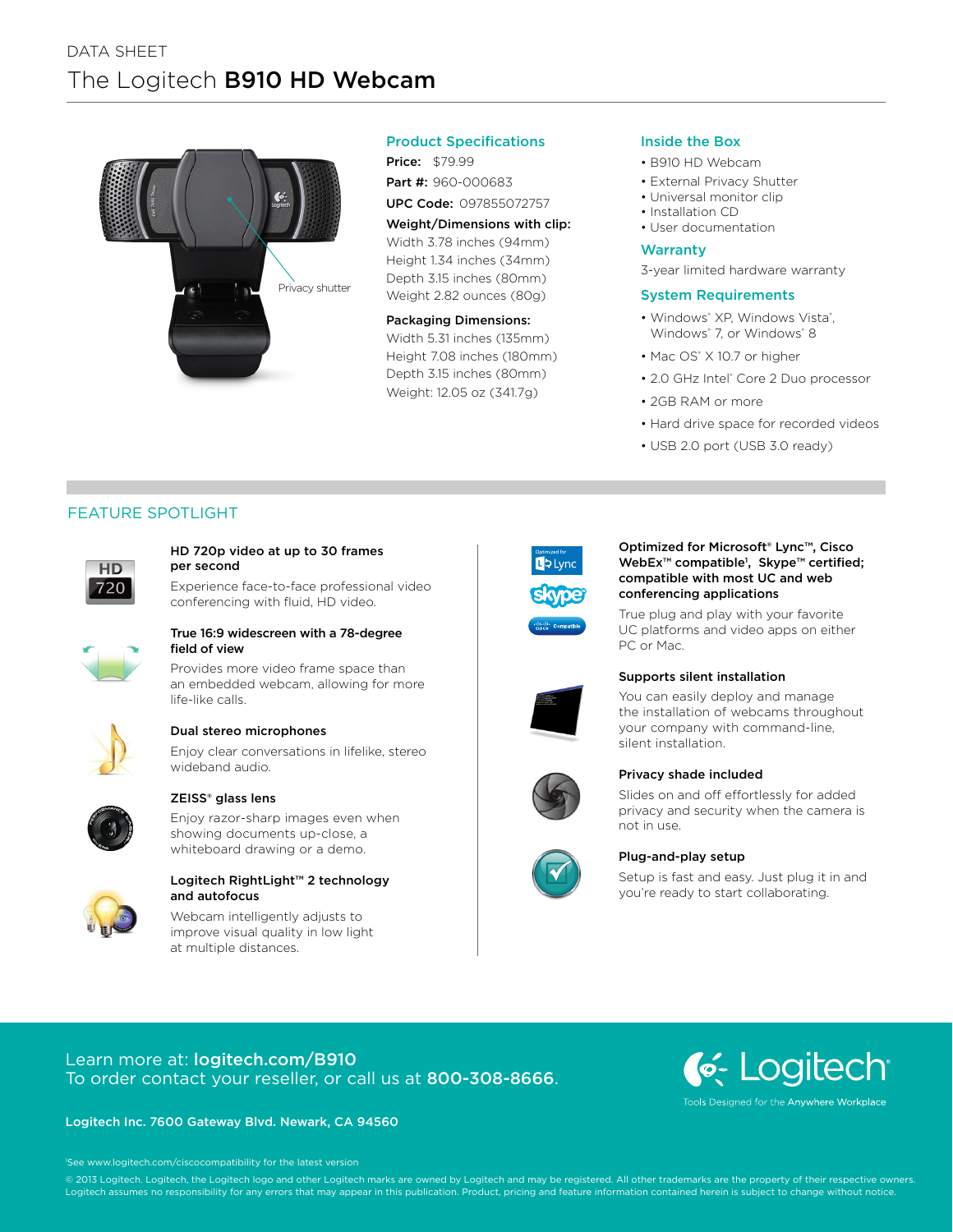DATA SHEET

# The Logitech **B910 HD Webcam**

Privacy shutter

## Product Specifications

**Price:** $79.99

**Part #:** 960-000683

**UPC Code:** 097855072757

**Weight/Dimensions with clip:**
Width 3.78 inches (94mm)
Height 1.34 inches (34mm)
Depth 3.15 inches (80mm)
Weight 2.82 ounces (80g)

**Packaging Dimensions:**
Width 5.31 inches (135mm)
Height 7.08 inches (180mm)
Depth 3.15 inches (80mm)
Weight: 12.05 oz (341.7g)

## Inside the Box

- B910 HD Webcam
- External Privacy Shutter
- Universal monitor clip
- Installation CD
- User documentation

## Warranty

3-year limited hardware warranty

## System Requirements

- Windows® XP, Windows Vista®, Windows® 7, or Windows® 8
- Mac OS® X 10.7 or higher
- 2.0 GHz Intel® Core 2 Duo processor
- 2GB RAM or more
- Hard drive space for recorded videos
- USB 2.0 port (USB 3.0 ready)

## FEATURE SPOTLIGHT

**HD 720p video at up to 30 frames per second**

Experience face-to-face professional video conferencing with fluid, HD video.

**True 16:9 widescreen with a 78-degree field of view**

Provides more video frame space than an embedded webcam, allowing for more life-like calls.

**Dual stereo microphones**

Enjoy clear conversations in lifelike, stereo wideband audio.

**ZEISS® glass lens**

Enjoy razor-sharp images even when showing documents up-close, a whiteboard drawing or a demo.

**Logitech RightLight™ 2 technology and autofocus**

Webcam intelligently adjusts to improve visual quality in low light at multiple distances.

**Optimized for Microsoft® Lync™, Cisco WebEx™ compatible[1], Skype™ certified; compatible with most UC and web conferencing applications**

True plug and play with your favorite UC platforms and video apps on either PC or Mac.

**Supports silent installation**

You can easily deploy and manage the installation of webcams throughout your company with command-line, silent installation.

**Privacy shade included**

Slides on and off effortlessly for added privacy and security when the camera is not in use.

**Plug-and-play setup**

Setup is fast and easy. Just plug it in and you're ready to start collaborating.

Learn more at: **logitech.com/B910**
To order contact your reseller, or call us at **800-308-8666**.

**Logitech Inc. 7600 Gateway Blvd. Newark, CA 94560**

Logitech — Tools Designed for the Anywhere Workplace

[1]See www.logitech.com/ciscocompatibility for the latest version

© 2013 Logitech. Logitech, the Logitech logo and other Logitech marks are owned by Logitech and may be registered. All other trademarks are the property of their respective owners. Logitech assumes no responsibility for any errors that may appear in this publication. Product, pricing and feature information contained herein is subject to change without notice.